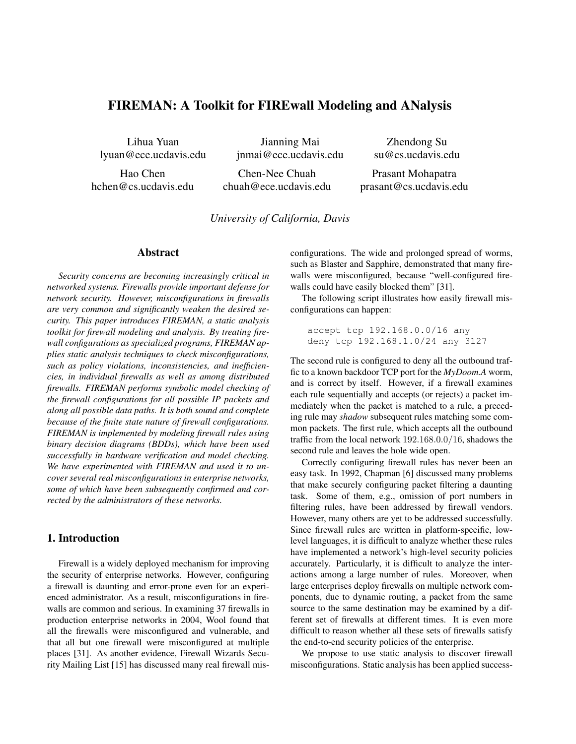# FIREMAN: A Toolkit for FIREwall Modeling and ANalysis

Lihua Yuan
lyuan@ece.ucdavis.edu

Jianning Mai
jnmai@ece.ucdavis.edu

Zhendong Su
su@cs.ucdavis.edu

Hao Chen
hchen@cs.ucdavis.edu

Chen-Nee Chuah
chuah@ece.ucdavis.edu

Prasant Mohapatra
prasant@cs.ucdavis.edu

*University of California, Davis*

## Abstract

*Security concerns are becoming increasingly critical in networked systems. Firewalls provide important defense for network security. However, misconfigurations in firewalls are very common and significantly weaken the desired security. This paper introduces FIREMAN, a static analysis toolkit for firewall modeling and analysis. By treating firewall configurations as specialized programs, FIREMAN applies static analysis techniques to check misconfigurations, such as policy violations, inconsistencies, and inefficiencies, in individual firewalls as well as among distributed firewalls. FIREMAN performs symbolic model checking of the firewall configurations for all possible IP packets and along all possible data paths. It is both sound and complete because of the finite state nature of firewall configurations. FIREMAN is implemented by modeling firewall rules using binary decision diagrams (BDDs), which have been used successfully in hardware verification and model checking. We have experimented with FIREMAN and used it to uncover several real misconfigurations in enterprise networks, some of which have been subsequently confirmed and corrected by the administrators of these networks.*

## 1. Introduction

Firewall is a widely deployed mechanism for improving the security of enterprise networks. However, configuring a firewall is daunting and error-prone even for an experienced administrator. As a result, misconfigurations in firewalls are common and serious. In examining 37 firewalls in production enterprise networks in 2004, Wool found that all the firewalls were misconfigured and vulnerable, and that all but one firewall were misconfigured at multiple places [31]. As another evidence, Firewall Wizards Security Mailing List [15] has discussed many real firewall misconfigurations. The wide and prolonged spread of worms, such as Blaster and Sapphire, demonstrated that many firewalls were misconfigured, because "well-configured firewalls could have easily blocked them" [31].

The following script illustrates how easily firewall misconfigurations can happen:

```
accept tcp 192.168.0.0/16 any
deny tcp 192.168.1.0/24 any 3127
```

The second rule is configured to deny all the outbound traffic to a known backdoor TCP port for the *MyDoom.A* worm, and is correct by itself. However, if a firewall examines each rule sequentially and accepts (or rejects) a packet immediately when the packet is matched to a rule, a preceding rule may *shadow* subsequent rules matching some common packets. The first rule, which accepts all the outbound traffic from the local network 192.168.0.0/16, shadows the second rule and leaves the hole wide open.

Correctly configuring firewall rules has never been an easy task. In 1992, Chapman [6] discussed many problems that make securely configuring packet filtering a daunting task. Some of them, e.g., omission of port numbers in filtering rules, have been addressed by firewall vendors. However, many others are yet to be addressed successfully. Since firewall rules are written in platform-specific, low-level languages, it is difficult to analyze whether these rules have implemented a network's high-level security policies accurately. Particularly, it is difficult to analyze the interactions among a large number of rules. Moreover, when large enterprises deploy firewalls on multiple network components, due to dynamic routing, a packet from the same source to the same destination may be examined by a different set of firewalls at different times. It is even more difficult to reason whether all these sets of firewalls satisfy the end-to-end security policies of the enterprise.

We propose to use static analysis to discover firewall misconfigurations. Static analysis has been applied success-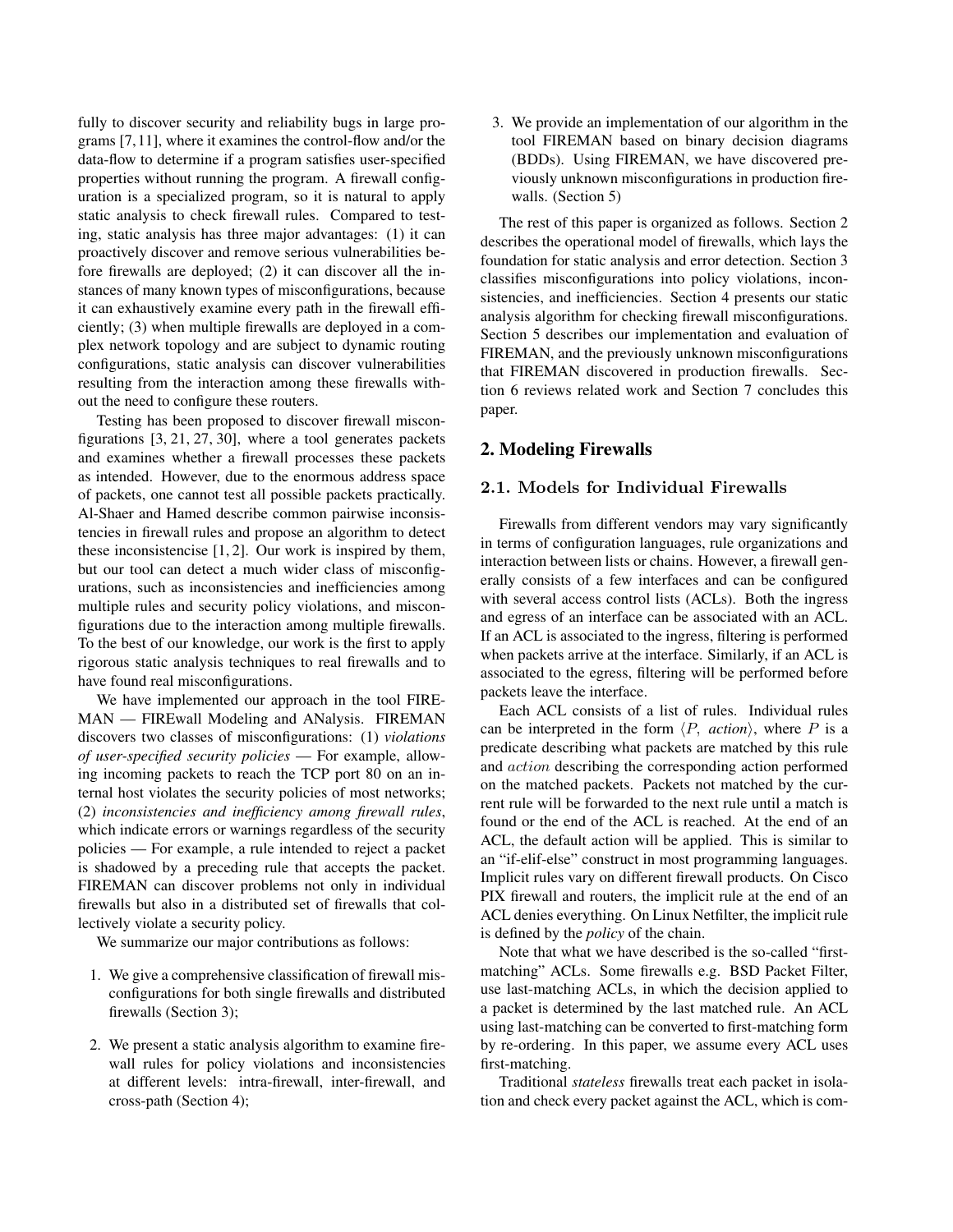fully to discover security and reliability bugs in large programs [7,11], where it examines the control-flow and/or the data-flow to determine if a program satisfies user-specified properties without running the program. A firewall configuration is a specialized program, so it is natural to apply static analysis to check firewall rules. Compared to testing, static analysis has three major advantages: (1) it can proactively discover and remove serious vulnerabilities before firewalls are deployed; (2) it can discover all the instances of many known types of misconfigurations, because it can exhaustively examine every path in the firewall efficiently; (3) when multiple firewalls are deployed in a complex network topology and are subject to dynamic routing configurations, static analysis can discover vulnerabilities resulting from the interaction among these firewalls without the need to configure these routers.

Testing has been proposed to discover firewall misconfigurations [3, 21, 27, 30], where a tool generates packets and examines whether a firewall processes these packets as intended. However, due to the enormous address space of packets, one cannot test all possible packets practically. Al-Shaer and Hamed describe common pairwise inconsistencies in firewall rules and propose an algorithm to detect these inconsistensice [1, 2]. Our work is inspired by them, but our tool can detect a much wider class of misconfigurations, such as inconsistencies and inefficiencies among multiple rules and security policy violations, and misconfigurations due to the interaction among multiple firewalls. To the best of our knowledge, our work is the first to apply rigorous static analysis techniques to real firewalls and to have found real misconfigurations.

We have implemented our approach in the tool FIREMAN — FIREwall Modeling and ANalysis. FIREMAN discovers two classes of misconfigurations: (1) *violations of user-specified security policies* — For example, allowing incoming packets to reach the TCP port 80 on an internal host violates the security policies of most networks; (2) *inconsistencies and inefficiency among firewall rules*, which indicate errors or warnings regardless of the security policies — For example, a rule intended to reject a packet is shadowed by a preceding rule that accepts the packet. FIREMAN can discover problems not only in individual firewalls but also in a distributed set of firewalls that collectively violate a security policy.

We summarize our major contributions as follows:

1. We give a comprehensive classification of firewall misconfigurations for both single firewalls and distributed firewalls (Section 3);

2. We present a static analysis algorithm to examine firewall rules for policy violations and inconsistencies at different levels: intra-firewall, inter-firewall, and cross-path (Section 4);

3. We provide an implementation of our algorithm in the tool FIREMAN based on binary decision diagrams (BDDs). Using FIREMAN, we have discovered previously unknown misconfigurations in production firewalls. (Section 5)

The rest of this paper is organized as follows. Section 2 describes the operational model of firewalls, which lays the foundation for static analysis and error detection. Section 3 classifies misconfigurations into policy violations, inconsistencies, and inefficiencies. Section 4 presents our static analysis algorithm for checking firewall misconfigurations. Section 5 describes our implementation and evaluation of FIREMAN, and the previously unknown misconfigurations that FIREMAN discovered in production firewalls. Section 6 reviews related work and Section 7 concludes this paper.

## 2. Modeling Firewalls

### 2.1. Models for Individual Firewalls

Firewalls from different vendors may vary significantly in terms of configuration languages, rule organizations and interaction between lists or chains. However, a firewall generally consists of a few interfaces and can be configured with several access control lists (ACLs). Both the ingress and egress of an interface can be associated with an ACL. If an ACL is associated to the ingress, filtering is performed when packets arrive at the interface. Similarly, if an ACL is associated to the egress, filtering will be performed before packets leave the interface.

Each ACL consists of a list of rules. Individual rules can be interpreted in the form $\langle P,\ action\rangle$, where $P$ is a predicate describing what packets are matched by this rule and $action$ describing the corresponding action performed on the matched packets. Packets not matched by the current rule will be forwarded to the next rule until a match is found or the end of the ACL is reached. At the end of an ACL, the default action will be applied. This is similar to an "if-elif-else" construct in most programming languages. Implicit rules vary on different firewall products. On Cisco PIX firewall and routers, the implicit rule at the end of an ACL denies everything. On Linux Netfilter, the implicit rule is defined by the *policy* of the chain.

Note that what we have described is the so-called "first-matching" ACLs. Some firewalls e.g. BSD Packet Filter, use last-matching ACLs, in which the decision applied to a packet is determined by the last matched rule. An ACL using last-matching can be converted to first-matching form by re-ordering. In this paper, we assume every ACL uses first-matching.

Traditional *stateless* firewalls treat each packet in isolation and check every packet against the ACL, which is com-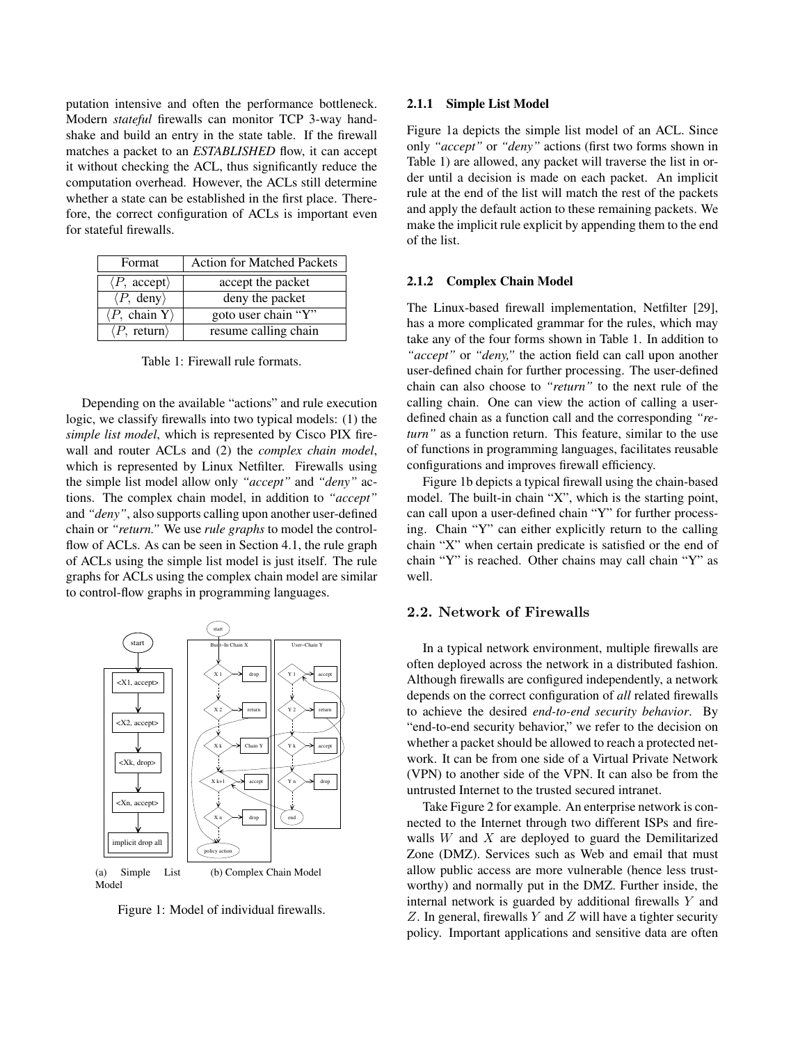putation intensive and often the performance bottleneck. Modern *stateful* firewalls can monitor TCP 3-way handshake and build an entry in the state table. If the firewall matches a packet to an *ESTABLISHED* flow, it can accept it without checking the ACL, thus significantly reduce the computation overhead. However, the ACLs still determine whether a state can be established in the first place. Therefore, the correct configuration of ACLs is important even for stateful firewalls.

| Format | Action for Matched Packets |
|---|---|
| $\langle P,$ accept$\rangle$ | accept the packet |
| $\langle P,$ deny$\rangle$ | deny the packet |
| $\langle P,$ chain Y$\rangle$ | goto user chain "Y" |
| $\langle P,$ return$\rangle$ | resume calling chain |

Table 1: Firewall rule formats.

Depending on the available "actions" and rule execution logic, we classify firewalls into two typical models: (1) the *simple list model*, which is represented by Cisco PIX firewall and router ACLs and (2) the *complex chain model*, which is represented by Linux Netfilter. Firewalls using the simple list model allow only *"accept"* and *"deny"* actions. The complex chain model, in addition to *"accept"* and *"deny"*, also supports calling upon another user-defined chain or *"return."* We use *rule graphs* to model the control-flow of ACLs. As can be seen in Section 4.1, the rule graph of ACLs using the simple list model is just itself. The rule graphs for ACLs using the complex chain model are similar to control-flow graphs in programming languages.

(a) Simple List Model (b) Complex Chain Model

Figure 1: Model of individual firewalls.

#### 2.1.1 Simple List Model

Figure 1a depicts the simple list model of an ACL. Since only *"accept"* or *"deny"* actions (first two forms shown in Table 1) are allowed, any packet will traverse the list in order until a decision is made on each packet. An implicit rule at the end of the list will match the rest of the packets and apply the default action to these remaining packets. We make the implicit rule explicit by appending them to the end of the list.

#### 2.1.2 Complex Chain Model

The Linux-based firewall implementation, Netfilter [29], has a more complicated grammar for the rules, which may take any of the four forms shown in Table 1. In addition to *"accept"* or *"deny,"* the action field can call upon another user-defined chain for further processing. The user-defined chain can also choose to *"return"* to the next rule of the calling chain. One can view the action of calling a user-defined chain as a function call and the corresponding *"return"* as a function return. This feature, similar to the use of functions in programming languages, facilitates reusable configurations and improves firewall efficiency.

Figure 1b depicts a typical firewall using the chain-based model. The built-in chain "X", which is the starting point, can call upon a user-defined chain "Y" for further processing. Chain "Y" can either explicitly return to the calling chain "X" when certain predicate is satisfied or the end of chain "Y" is reached. Other chains may call chain "Y" as well.

### 2.2. Network of Firewalls

In a typical network environment, multiple firewalls are often deployed across the network in a distributed fashion. Although firewalls are configured independently, a network depends on the correct configuration of *all* related firewalls to achieve the desired *end-to-end security behavior*. By "end-to-end security behavior," we refer to the decision on whether a packet should be allowed to reach a protected network. It can be from one side of a Virtual Private Network (VPN) to another side of the VPN. It can also be from the untrusted Internet to the trusted secured intranet.

Take Figure 2 for example. An enterprise network is connected to the Internet through two different ISPs and firewalls $W$ and $X$ are deployed to guard the Demilitarized Zone (DMZ). Services such as Web and email that must allow public access are more vulnerable (hence less trustworthy) and normally put in the DMZ. Further inside, the internal network is guarded by additional firewalls $Y$ and $Z$. In general, firewalls $Y$ and $Z$ will have a tighter security policy. Important applications and sensitive data are often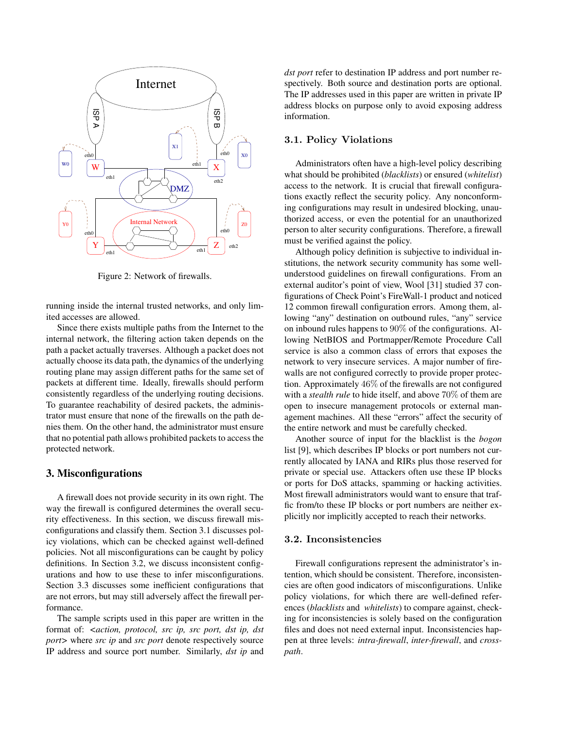Figure 2: Network of firewalls.

running inside the internal trusted networks, and only limited accesses are allowed.

Since there exists multiple paths from the Internet to the internal network, the filtering action taken depends on the path a packet actually traverses. Although a packet does not actually choose its data path, the dynamics of the underlying routing plane may assign different paths for the same set of packets at different time. Ideally, firewalls should perform consistently regardless of the underlying routing decisions. To guarantee reachability of desired packets, the administrator must ensure that none of the firewalls on the path denies them. On the other hand, the administrator must ensure that no potential path allows prohibited packets to access the protected network.

## 3. Misconfigurations

A firewall does not provide security in its own right. The way the firewall is configured determines the overall security effectiveness. In this section, we discuss firewall misconfigurations and classify them. Section 3.1 discusses policy violations, which can be checked against well-defined policies. Not all misconfigurations can be caught by policy definitions. In Section 3.2, we discuss inconsistent configurations and how to use these to infer misconfigurations. Section 3.3 discusses some inefficient configurations that are not errors, but may still adversely affect the firewall performance.

The sample scripts used in this paper are written in the format of: <*action, protocol, src ip, src port, dst ip, dst port*> where *src ip* and *src port* denote respectively source IP address and source port number. Similarly, *dst ip* and *dst port* refer to destination IP address and port number respectively. Both source and destination ports are optional. The IP addresses used in this paper are written in private IP address blocks on purpose only to avoid exposing address information.

### 3.1. Policy Violations

Administrators often have a high-level policy describing what should be prohibited (*blacklists*) or ensured (*whitelist*) access to the network. It is crucial that firewall configurations exactly reflect the security policy. Any nonconforming configurations may result in undesired blocking, unauthorized access, or even the potential for an unauthorized person to alter security configurations. Therefore, a firewall must be verified against the policy.

Although policy definition is subjective to individual institutions, the network security community has some well-understood guidelines on firewall configurations. From an external auditor's point of view, Wool [31] studied 37 configurations of Check Point's FireWall-1 product and noticed 12 common firewall configuration errors. Among them, allowing "any" destination on outbound rules, "any" service on inbound rules happens to 90% of the configurations. Allowing NetBIOS and Portmapper/Remote Procedure Call service is also a common class of errors that exposes the network to very insecure services. A major number of firewalls are not configured correctly to provide proper protection. Approximately 46% of the firewalls are not configured with a *stealth rule* to hide itself, and above 70% of them are open to insecure management protocols or external management machines. All these "errors" affect the security of the entire network and must be carefully checked.

Another source of input for the blacklist is the *bogon* list [9], which describes IP blocks or port numbers not currently allocated by IANA and RIRs plus those reserved for private or special use. Attackers often use these IP blocks or ports for DoS attacks, spamming or hacking activities. Most firewall administrators would want to ensure that traffic from/to these IP blocks or port numbers are neither explicitly nor implicitly accepted to reach their networks.

### 3.2. Inconsistencies

Firewall configurations represent the administrator's intention, which should be consistent. Therefore, inconsistencies are often good indicators of misconfigurations. Unlike policy violations, for which there are well-defined references (*blacklists* and *whitelists*) to compare against, checking for inconsistencies is solely based on the configuration files and does not need external input. Inconsistencies happen at three levels: *intra-firewall*, *inter-firewall*, and *cross-path*.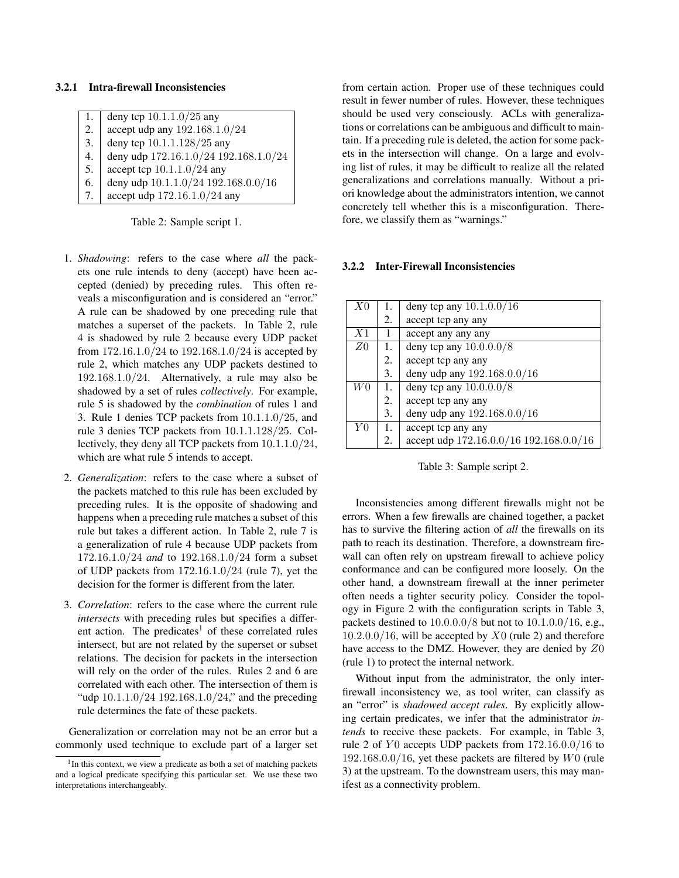#### 3.2.1 Intra-firewall Inconsistencies

| | |
|---|---|
| 1. | deny tcp $10.1.1.0/25$ any |
| 2. | accept udp any $192.168.1.0/24$ |
| 3. | deny tcp $10.1.1.128/25$ any |
| 4. | deny udp $172.16.1.0/24$ $192.168.1.0/24$ |
| 5. | accept tcp $10.1.1.0/24$ any |
| 6. | deny udp $10.1.1.0/24$ $192.168.0.0/16$ |
| 7. | accept udp $172.16.1.0/24$ any |

Table 2: Sample script 1.

1. *Shadowing*: refers to the case where *all* the packets one rule intends to deny (accept) have been accepted (denied) by preceding rules. This often reveals a misconfiguration and is considered an "error." A rule can be shadowed by one preceding rule that matches a superset of the packets. In Table 2, rule 4 is shadowed by rule 2 because every UDP packet from $172.16.1.0/24$ to $192.168.1.0/24$ is accepted by rule 2, which matches any UDP packets destined to $192.168.1.0/24$. Alternatively, a rule may also be shadowed by a set of rules *collectively*. For example, rule 5 is shadowed by the *combination* of rules 1 and 3. Rule 1 denies TCP packets from $10.1.1.0/25$, and rule 3 denies TCP packets from $10.1.1.128/25$. Collectively, they deny all TCP packets from $10.1.1.0/24$, which are what rule 5 intends to accept.

2. *Generalization*: refers to the case where a subset of the packets matched to this rule has been excluded by preceding rules. It is the opposite of shadowing and happens when a preceding rule matches a subset of this rule but takes a different action. In Table 2, rule 7 is a generalization of rule 4 because UDP packets from $172.16.1.0/24$ *and* to $192.168.1.0/24$ form a subset of UDP packets from $172.16.1.0/24$ (rule 7), yet the decision for the former is different from the later.

3. *Correlation*: refers to the case where the current rule *intersects* with preceding rules but specifies a different action. The predicates[1] of these correlated rules intersect, but are not related by the superset or subset relations. The decision for packets in the intersection will rely on the order of the rules. Rules 2 and 6 are correlated with each other. The intersection of them is "udp $10.1.1.0/24$ $192.168.1.0/24$," and the preceding rule determines the fate of these packets.

Generalization or correlation may not be an error but a commonly used technique to exclude part of a larger set from certain action. Proper use of these techniques could result in fewer number of rules. However, these techniques should be used very consciously. ACLs with generalizations or correlations can be ambiguous and difficult to maintain. If a preceding rule is deleted, the action for some packets in the intersection will change. On a large and evolving list of rules, it may be difficult to realize all the related generalizations and correlations manually. Without a priori knowledge about the administrators intention, we cannot concretely tell whether this is a misconfiguration. Therefore, we classify them as "warnings."

#### 3.2.2 Inter-Firewall Inconsistencies

| | | |
|---|---|---|
| $X0$ | 1. | deny tcp any $10.1.0.0/16$ |
| | 2. | accept tcp any any |
| $X1$ | 1 | accept any any any |
| $Z0$ | 1. | deny tcp any $10.0.0.0/8$ |
| | 2. | accept tcp any any |
| | 3. | deny udp any $192.168.0.0/16$ |
| $W0$ | 1. | deny tcp any $10.0.0.0/8$ |
| | 2. | accept tcp any any |
| | 3. | deny udp any $192.168.0.0/16$ |
| $Y0$ | 1. | accept tcp any any |
| | 2. | accept udp $172.16.0.0/16$ $192.168.0.0/16$ |

Table 3: Sample script 2.

Inconsistencies among different firewalls might not be errors. When a few firewalls are chained together, a packet has to survive the filtering action of *all* the firewalls on its path to reach its destination. Therefore, a downstream firewall can often rely on upstream firewall to achieve policy conformance and can be configured more loosely. On the other hand, a downstream firewall at the inner perimeter often needs a tighter security policy. Consider the topology in Figure 2 with the configuration scripts in Table 3, packets destined to $10.0.0.0/8$ but not to $10.1.0.0/16$, e.g., $10.2.0.0/16$, will be accepted by $X0$ (rule 2) and therefore have access to the DMZ. However, they are denied by $Z0$ (rule 1) to protect the internal network.

Without input from the administrator, the only inter-firewall inconsistency we, as tool writer, can classify as an "error" is *shadowed accept rules*. By explicitly allowing certain predicates, we infer that the administrator *intends* to receive these packets. For example, in Table 3, rule 2 of $Y0$ accepts UDP packets from $172.16.0.0/16$ to $192.168.0.0/16$, yet these packets are filtered by $W0$ (rule 3) at the upstream. To the downstream users, this may manifest as a connectivity problem.

[1] In this context, we view a predicate as both a set of matching packets and a logical predicate specifying this particular set. We use these two interpretations interchangeably.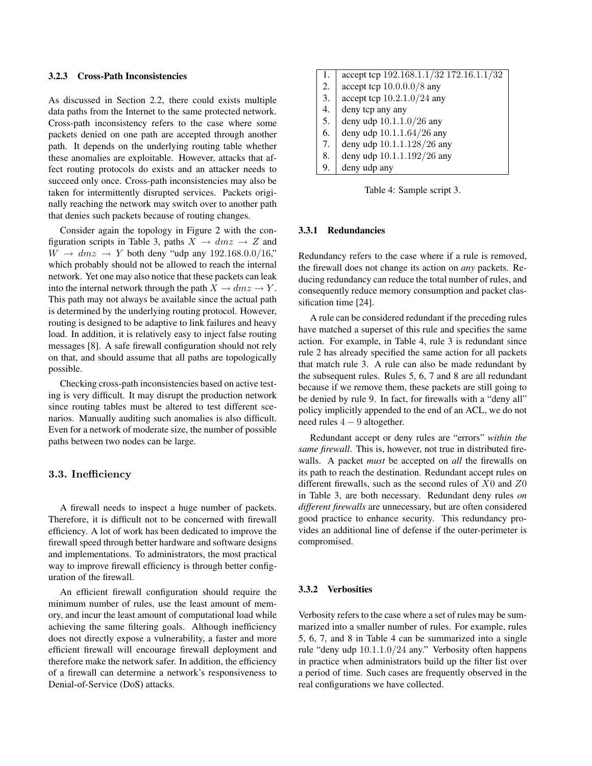### 3.2.3 Cross-Path Inconsistencies

As discussed in Section 2.2, there could exists multiple data paths from the Internet to the same protected network. Cross-path inconsistency refers to the case where some packets denied on one path are accepted through another path. It depends on the underlying routing table whether these anomalies are exploitable. However, attacks that affect routing protocols do exists and an attacker needs to succeed only once. Cross-path inconsistencies may also be taken for intermittently disrupted services. Packets originally reaching the network may switch over to another path that denies such packets because of routing changes.

Consider again the topology in Figure 2 with the configuration scripts in Table 3, paths $X \rightarrow dmz \rightarrow Z$ and $W \rightarrow dmz \rightarrow Y$ both deny "udp any $192.168.0.0/16$," which probably should not be allowed to reach the internal network. Yet one may also notice that these packets can leak into the internal network through the path $X \rightarrow dmz \rightarrow Y$. This path may not always be available since the actual path is determined by the underlying routing protocol. However, routing is designed to be adaptive to link failures and heavy load. In addition, it is relatively easy to inject false routing messages [8]. A safe firewall configuration should not rely on that, and should assume that all paths are topologically possible.

Checking cross-path inconsistencies based on active testing is very difficult. It may disrupt the production network since routing tables must be altered to test different scenarios. Manually auditing such anomalies is also difficult. Even for a network of moderate size, the number of possible paths between two nodes can be large.

## 3.3. Inefficiency

A firewall needs to inspect a huge number of packets. Therefore, it is difficult not to be concerned with firewall efficiency. A lot of work has been dedicated to improve the firewall speed through better hardware and software designs and implementations. To administrators, the most practical way to improve firewall efficiency is through better configuration of the firewall.

An efficient firewall configuration should require the minimum number of rules, use the least amount of memory, and incur the least amount of computational load while achieving the same filtering goals. Although inefficiency does not directly expose a vulnerability, a faster and more efficient firewall will encourage firewall deployment and therefore make the network safer. In addition, the efficiency of a firewall can determine a network's responsiveness to Denial-of-Service (DoS) attacks.

| | |
|---|---|
| 1. | accept tcp $192.168.1.1/32$ $172.16.1.1/32$ |
| 2. | accept tcp $10.0.0.0/8$ any |
| 3. | accept tcp $10.2.1.0/24$ any |
| 4. | deny tcp any any |
| 5. | deny udp $10.1.1.0/26$ any |
| 6. | deny udp $10.1.1.64/26$ any |
| 7. | deny udp $10.1.1.128/26$ any |
| 8. | deny udp $10.1.1.192/26$ any |
| 9. | deny udp any |

Table 4: Sample script 3.

### 3.3.1 Redundancies

Redundancy refers to the case where if a rule is removed, the firewall does not change its action on *any* packets. Reducing redundancy can reduce the total number of rules, and consequently reduce memory consumption and packet classification time [24].

A rule can be considered redundant if the preceding rules have matched a superset of this rule and specifies the same action. For example, in Table 4, rule 3 is redundant since rule 2 has already specified the same action for all packets that match rule 3. A rule can also be made redundant by the subsequent rules. Rules 5, 6, 7 and 8 are all redundant because if we remove them, these packets are still going to be denied by rule 9. In fact, for firewalls with a "deny all" policy implicitly appended to the end of an ACL, we do not need rules $4-9$ altogether.

Redundant accept or deny rules are "errors" *within the same firewall*. This is, however, not true in distributed firewalls. A packet *must* be accepted on *all* the firewalls on its path to reach the destination. Redundant accept rules on different firewalls, such as the second rules of $X0$ and $Z0$ in Table 3, are both necessary. Redundant deny rules *on different firewalls* are unnecessary, but are often considered good practice to enhance security. This redundancy provides an additional line of defense if the outer-perimeter is compromised.

### 3.3.2 Verbosities

Verbosity refers to the case where a set of rules may be summarized into a smaller number of rules. For example, rules 5, 6, 7, and 8 in Table 4 can be summarized into a single rule "deny udp $10.1.1.0/24$ any." Verbosity often happens in practice when administrators build up the filter list over a period of time. Such cases are frequently observed in the real configurations we have collected.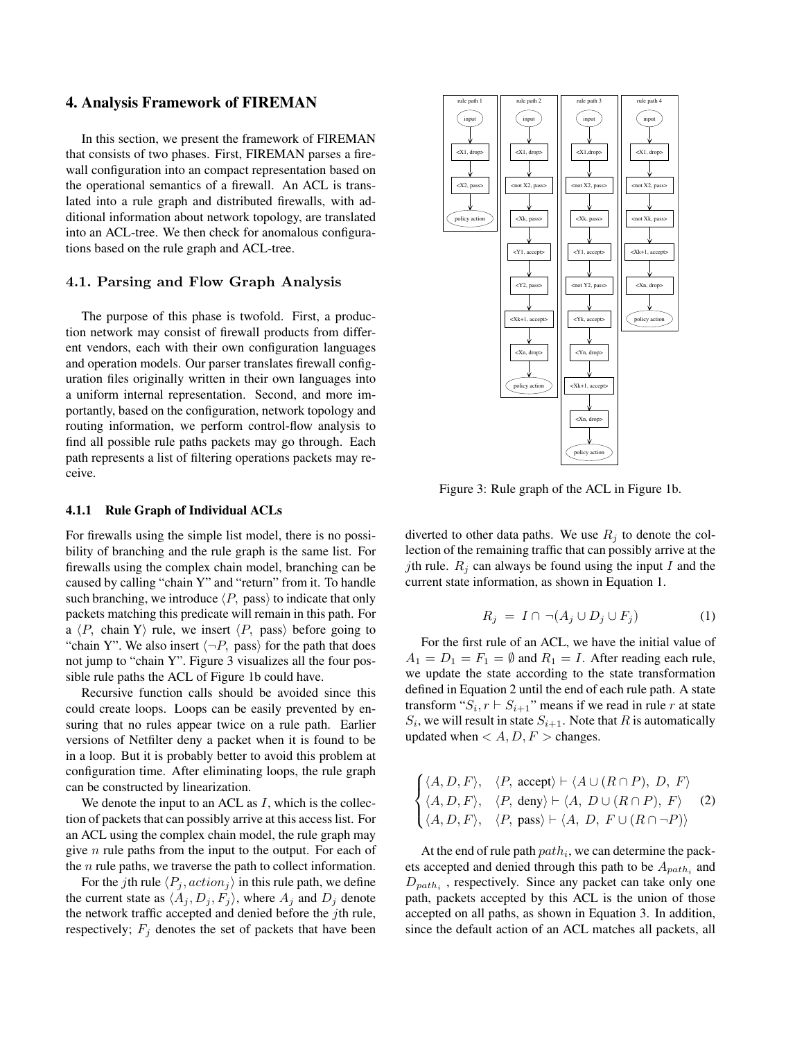## 4. Analysis Framework of FIREMAN

In this section, we present the framework of FIREMAN that consists of two phases. First, FIREMAN parses a firewall configuration into an compact representation based on the operational semantics of a firewall. An ACL is translated into a rule graph and distributed firewalls, with additional information about network topology, are translated into an ACL-tree. We then check for anomalous configurations based on the rule graph and ACL-tree.

### 4.1. Parsing and Flow Graph Analysis

The purpose of this phase is twofold. First, a production network may consist of firewall products from different vendors, each with their own configuration languages and operation models. Our parser translates firewall configuration files originally written in their own languages into a uniform internal representation. Second, and more importantly, based on the configuration, network topology and routing information, we perform control-flow analysis to find all possible rule paths packets may go through. Each path represents a list of filtering operations packets may receive.

#### 4.1.1 Rule Graph of Individual ACLs

For firewalls using the simple list model, there is no possibility of branching and the rule graph is the same list. For firewalls using the complex chain model, branching can be caused by calling "chain Y" and "return" from it. To handle such branching, we introduce $\langle P, \text{ pass}\rangle$ to indicate that only packets matching this predicate will remain in this path. For a $\langle P, \text{ chain Y}\rangle$ rule, we insert $\langle P, \text{ pass}\rangle$ before going to "chain Y". We also insert $\langle \neg P, \text{ pass}\rangle$ for the path that does not jump to "chain Y". Figure 3 visualizes all the four possible rule paths the ACL of Figure 1b could have.

Recursive function calls should be avoided since this could create loops. Loops can be easily prevented by ensuring that no rules appear twice on a rule path. Earlier versions of Netfilter deny a packet when it is found to be in a loop. But it is probably better to avoid this problem at configuration time. After eliminating loops, the rule graph can be constructed by linearization.

We denote the input to an ACL as $I$, which is the collection of packets that can possibly arrive at this access list. For an ACL using the complex chain model, the rule graph may give $n$ rule paths from the input to the output. For each of the $n$ rule paths, we traverse the path to collect information.

For the $j$th rule $\langle P_j, action_j\rangle$ in this rule path, we define the current state as $\langle A_j, D_j, F_j\rangle$, where $A_j$ and $D_j$ denote the network traffic accepted and denied before the $j$th rule, respectively; $F_j$ denotes the set of packets that have been diverted to other data paths. We use $R_j$ to denote the collection of the remaining traffic that can possibly arrive at the $j$th rule. $R_j$ can always be found using the input $I$ and the current state information, as shown in Equation 1.

Figure 3: Rule graph of the ACL in Figure 1b.

$$R_j \ = \ I \cap \neg(A_j \cup D_j \cup F_j) \tag{1}$$

For the first rule of an ACL, we have the initial value of $A_1 = D_1 = F_1 = \emptyset$ and $R_1 = I$. After reading each rule, we update the state according to the state transformation defined in Equation 2 until the end of each rule path. A state transform "$S_i, r \vdash S_{i+1}$" means if we read in rule $r$ at state $S_i$, we will result in state $S_{i+1}$. Note that $R$ is automatically updated when $< A, D, F >$ changes.

$$\begin{cases} \langle A, D, F\rangle, & \langle P, \text{ accept}\rangle \vdash \langle A \cup (R \cap P), \ D, \ F\rangle \\ \langle A, D, F\rangle, & \langle P, \text{ deny}\rangle \vdash \langle A, \ D \cup (R \cap P), \ F\rangle \\ \langle A, D, F\rangle, & \langle P, \text{ pass}\rangle \vdash \langle A, \ D, \ F \cup (R \cap \neg P)\rangle \end{cases} \tag{2}$$

At the end of rule path $path_i$, we can determine the packets accepted and denied through this path to be $A_{path_i}$ and $D_{path_i}$ , respectively. Since any packet can take only one path, packets accepted by this ACL is the union of those accepted on all paths, as shown in Equation 3. In addition, since the default action of an ACL matches all packets, all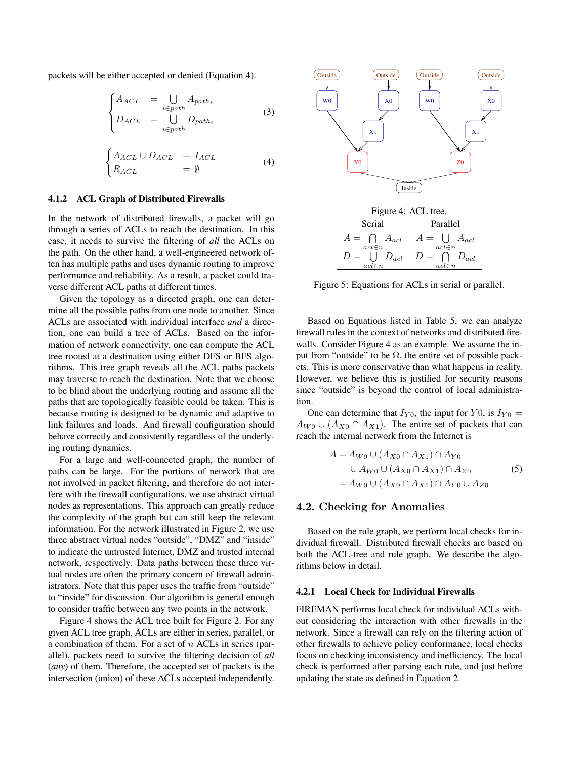packets will be either accepted or denied (Equation 4).

$$\begin{cases} A_{ACL} &= \bigcup_{i \in path} A_{path_i} \\ D_{ACL} &= \bigcup_{i \in path} D_{path_i} \end{cases} \quad (3)$$

$$\begin{cases} A_{ACL} \cup D_{ACL} &= I_{ACL} \\ R_{ACL} &= \emptyset \end{cases} \quad (4)$$

### 4.1.2 ACL Graph of Distributed Firewalls

In the network of distributed firewalls, a packet will go through a series of ACLs to reach the destination. In this case, it needs to survive the filtering of *all* the ACLs on the path. On the other hand, a well-engineered network often has multiple paths and uses dynamic routing to improve performance and reliability. As a result, a packet could traverse different ACL paths at different times.

Given the topology as a directed graph, one can determine all the possible paths from one node to another. Since ACLs are associated with individual interface *and* a direction, one can build a tree of ACLs. Based on the information of network connectivity, one can compute the ACL tree rooted at a destination using either DFS or BFS algorithms. This tree graph reveals all the ACL paths packets may traverse to reach the destination. Note that we choose to be blind about the underlying routing and assume all the paths that are topologically feasible could be taken. This is because routing is designed to be dynamic and adaptive to link failures and loads. And firewall configuration should behave correctly and consistently regardless of the underlying routing dynamics.

For a large and well-connected graph, the number of paths can be large. For the portions of network that are not involved in packet filtering, and therefore do not interfere with the firewall configurations, we use abstract virtual nodes as representations. This approach can greatly reduce the complexity of the graph but can still keep the relevant information. For the network illustrated in Figure 2, we use three abstract virtual nodes "outside", "DMZ" and "inside" to indicate the untrusted Internet, DMZ and trusted internal network, respectively. Data paths between these three virtual nodes are often the primary concern of firewall administrators. Note that this paper uses the traffic from "outside" to "inside" for discussion. Our algorithm is general enough to consider traffic between any two points in the network.

Figure 4 shows the ACL tree built for Figure 2. For any given ACL tree graph, ACLs are either in series, parallel, or a combination of them. For a set of $n$ ACLs in series (parallel), packets need to survive the filtering decision of *all* (*any*) of them. Therefore, the accepted set of packets is the intersection (union) of these ACLs accepted independently.

Figure 4: ACL tree.

| Serial | Parallel |
|---|---|
| $A = \bigcap_{acl \in n} A_{acl}$ <br> $D = \bigcup_{acl \in n} D_{acl}$ | $A = \bigcup_{acl \in n} A_{acl}$ <br> $D = \bigcap_{acl \in n} D_{acl}$ |

Figure 5: Equations for ACLs in serial or parallel.

Based on Equations listed in Table 5, we can analyze firewall rules in the context of networks and distributed firewalls. Consider Figure 4 as an example. We assume the input from "outside" to be $\Omega$, the entire set of possible packets. This is more conservative than what happens in reality. However, we believe this is justified for security reasons since "outside" is beyond the control of local administration.

One can determine that $I_{Y0}$, the input for $Y0$, is $I_{Y0} = A_{W0} \cup (A_{X0} \cap A_{X1})$. The entire set of packets that can reach the internal network from the Internet is

$$\begin{aligned} A &= A_{W0} \cup (A_{X0} \cap A_{X1}) \cap A_{Y0} \\ &\quad \cup A_{W0} \cup (A_{X0} \cap A_{X1}) \cap A_{Z0} \\ &= A_{W0} \cup (A_{X0} \cap A_{X1}) \cap A_{Y0} \cup A_{Z0} \end{aligned} \quad (5)$$

## 4.2. Checking for Anomalies

Based on the rule graph, we perform local checks for individual firewall. Distributed firewall checks are based on both the ACL-tree and rule graph. We describe the algorithms below in detail.

### 4.2.1 Local Check for Individual Firewalls

FIREMAN performs local check for individual ACLs without considering the interaction with other firewalls in the network. Since a firewall can rely on the filtering action of other firewalls to achieve policy conformance, local checks focus on checking inconsistency and inefficiency. The local check is performed after parsing each rule, and just before updating the state as defined in Equation 2.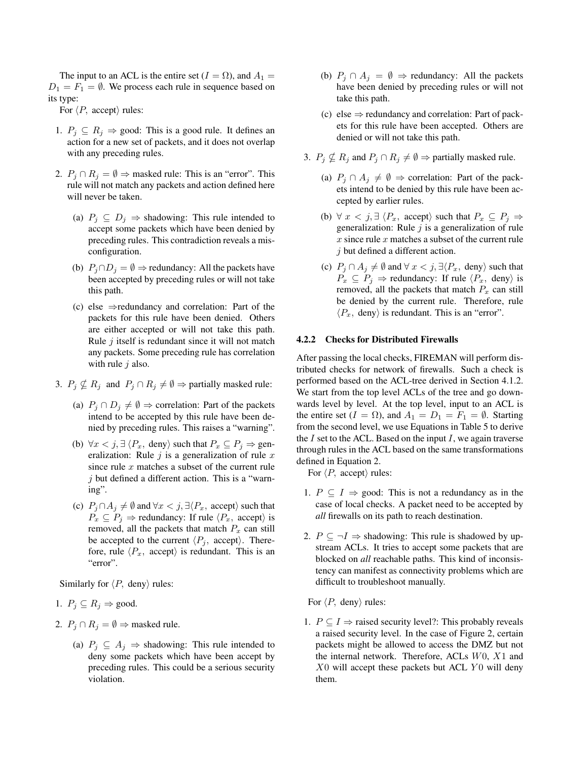The input to an ACL is the entire set ($I = \Omega$), and $A_1 = D_1 = F_1 = \emptyset$. We process each rule in sequence based on its type:

For $\langle P,\ \text{accept}\rangle$ rules:

1. $P_j \subseteq R_j \Rightarrow$ good: This is a good rule. It defines an action for a new set of packets, and it does not overlap with any preceding rules.

2. $P_j \cap R_j = \emptyset \Rightarrow$ masked rule: This is an "error". This rule will not match any packets and action defined here will never be taken.

   (a) $P_j \subseteq D_j \Rightarrow$ shadowing: This rule intended to accept some packets which have been denied by preceding rules. This contradiction reveals a misconfiguration.

   (b) $P_j \cap D_j = \emptyset \Rightarrow$ redundancy: All the packets have been accepted by preceding rules or will not take this path.

   (c) else $\Rightarrow$redundancy and correlation: Part of the packets for this rule have been denied. Others are either accepted or will not take this path. Rule $j$ itself is redundant since it will not match any packets. Some preceding rule has correlation with rule $j$ also.

3. $P_j \nsubseteq R_j$ and $P_j \cap R_j \neq \emptyset \Rightarrow$ partially masked rule:

   (a) $P_j \cap D_j \neq \emptyset \Rightarrow$ correlation: Part of the packets intend to be accepted by this rule have been denied by preceding rules. This raises a "warning".

   (b) $\forall x < j, \exists \langle P_x,\ \text{deny}\rangle$ such that $P_x \subseteq P_j \Rightarrow$ generalization: Rule $j$ is a generalization of rule $x$ since rule $x$ matches a subset of the current rule $j$ but defined a different action. This is a "warning".

   (c) $P_j \cap A_j \neq \emptyset$ and $\forall x < j, \exists \langle P_x,\ \text{accept}\rangle$ such that $P_x \subseteq P_j \Rightarrow$ redundancy: If rule $\langle P_x,\ \text{accept}\rangle$ is removed, all the packets that match $P_x$ can still be accepted to the current $\langle P_j,\ \text{accept}\rangle$. Therefore, rule $\langle P_x,\ \text{accept}\rangle$ is redundant. This is an "error".

Similarly for $\langle P,\ \text{deny}\rangle$ rules:

1. $P_j \subseteq R_j \Rightarrow$ good.

2. $P_j \cap R_j = \emptyset \Rightarrow$ masked rule.

   (a) $P_j \subseteq A_j \Rightarrow$ shadowing: This rule intended to deny some packets which have been accept by preceding rules. This could be a serious security violation.

   (b) $P_j \cap A_j = \emptyset \Rightarrow$ redundancy: All the packets have been denied by preceding rules or will not take this path.

   (c) else $\Rightarrow$ redundancy and correlation: Part of packets for this rule have been accepted. Others are denied or will not take this path.

3. $P_j \nsubseteq R_j$ and $P_j \cap R_j \neq \emptyset \Rightarrow$ partially masked rule.

   (a) $P_j \cap A_j \neq \emptyset \Rightarrow$ correlation: Part of the packets intend to be denied by this rule have been accepted by earlier rules.

   (b) $\forall\ x < j, \exists \langle P_x,\ \text{accept}\rangle$ such that $P_x \subseteq P_j \Rightarrow$ generalization: Rule $j$ is a generalization of rule $x$ since rule $x$ matches a subset of the current rule $j$ but defined a different action.

   (c) $P_j \cap A_j \neq \emptyset$ and $\forall\ x < j, \exists \langle P_x,\ \text{deny}\rangle$ such that $P_x \subseteq P_j \Rightarrow$ redundancy: If rule $\langle P_x,\ \text{deny}\rangle$ is removed, all the packets that match $P_x$ can still be denied by the current rule. Therefore, rule $\langle P_x,\ \text{deny}\rangle$ is redundant. This is an "error".

#### 4.2.2 Checks for Distributed Firewalls

After passing the local checks, FIREMAN will perform distributed checks for network of firewalls. Such a check is performed based on the ACL-tree derived in Section 4.1.2. We start from the top level ACLs of the tree and go downwards level by level. At the top level, input to an ACL is the entire set ($I = \Omega$), and $A_1 = D_1 = F_1 = \emptyset$. Starting from the second level, we use Equations in Table 5 to derive the $I$ set to the ACL. Based on the input $I$, we again traverse through rules in the ACL based on the same transformations defined in Equation 2.

For $\langle P,\ \text{accept}\rangle$ rules:

1. $P \subseteq I \Rightarrow$ good: This is not a redundancy as in the case of local checks. A packet need to be accepted by *all* firewalls on its path to reach destination.

2. $P \subseteq \neg I \Rightarrow$ shadowing: This rule is shadowed by upstream ACLs. It tries to accept some packets that are blocked on *all* reachable paths. This kind of inconsistency can manifest as connectivity problems which are difficult to troubleshoot manually.

For $\langle P,\ \text{deny}\rangle$ rules:

1. $P \subseteq I \Rightarrow$ raised security level?: This probably reveals a raised security level. In the case of Figure 2, certain packets might be allowed to access the DMZ but not the internal network. Therefore, ACLs $W0$, $X1$ and $X0$ will accept these packets but ACL $Y0$ will deny them.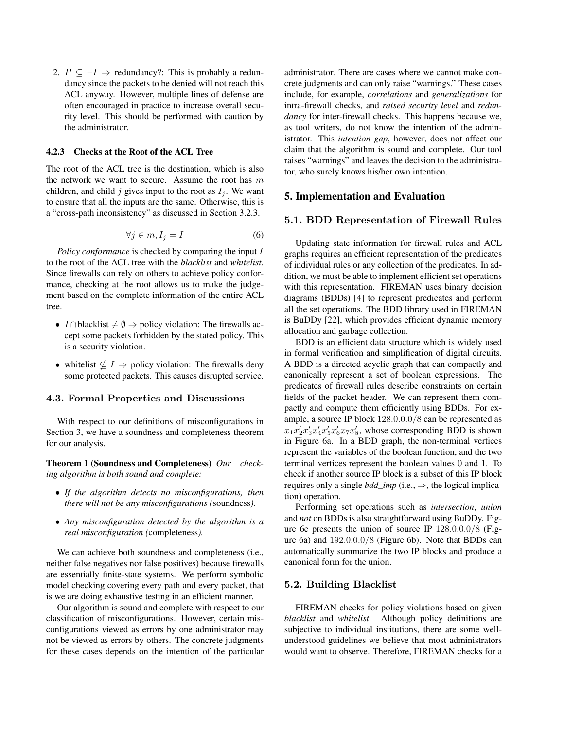2. $P \subseteq \neg I \Rightarrow$ redundancy?: This is probably a redundancy since the packets to be denied will not reach this ACL anyway. However, multiple lines of defense are often encouraged in practice to increase overall security level. This should be performed with caution by the administrator.

#### 4.2.3 Checks at the Root of the ACL Tree

The root of the ACL tree is the destination, which is also the network we want to secure. Assume the root has $m$ children, and child $j$ gives input to the root as $I_j$. We want to ensure that all the inputs are the same. Otherwise, this is a "cross-path inconsistency" as discussed in Section 3.2.3.

$$\forall j \in m, I_j = I \tag{6}$$

*Policy conformance* is checked by comparing the input $I$ to the root of the ACL tree with the *blacklist* and *whitelist*. Since firewalls can rely on others to achieve policy conformance, checking at the root allows us to make the judgement based on the complete information of the entire ACL tree.

- $I \cap \text{blacklist} \neq \emptyset \Rightarrow$ policy violation: The firewalls accept some packets forbidden by the stated policy. This is a security violation.
- $\text{whitelist} \not\subseteq I \Rightarrow$ policy violation: The firewalls deny some protected packets. This causes disrupted service.

### 4.3. Formal Properties and Discussions

With respect to our definitions of misconfigurations in Section 3, we have a soundness and completeness theorem for our analysis.

**Theorem 1 (Soundness and Completeness)** *Our checking algorithm is both sound and complete:*

- *If the algorithm detects no misconfigurations, then there will not be any misconfigurations (*soundness*).*
- *Any misconfiguration detected by the algorithm is a real misconfiguration (*completeness*).*

We can achieve both soundness and completeness (i.e., neither false negatives nor false positives) because firewalls are essentially finite-state systems. We perform symbolic model checking covering every path and every packet, that is we are doing exhaustive testing in an efficient manner.

Our algorithm is sound and complete with respect to our classification of misconfigurations. However, certain misconfigurations viewed as errors by one administrator may not be viewed as errors by others. The concrete judgments for these cases depends on the intention of the particular administrator. There are cases where we cannot make concrete judgments and can only raise "warnings." These cases include, for example, *correlations* and *generalizations* for intra-firewall checks, and *raised security level* and *redundancy* for inter-firewall checks. This happens because we, as tool writers, do not know the intention of the administrator. This *intention gap*, however, does not affect our claim that the algorithm is sound and complete. Our tool raises "warnings" and leaves the decision to the administrator, who surely knows his/her own intention.

## 5. Implementation and Evaluation

### 5.1. BDD Representation of Firewall Rules

Updating state information for firewall rules and ACL graphs requires an efficient representation of the predicates of individual rules or any collection of the predicates. In addition, we must be able to implement efficient set operations with this representation. FIREMAN uses binary decision diagrams (BDDs) [4] to represent predicates and perform all the set operations. The BDD library used in FIREMAN is BuDDy [22], which provides efficient dynamic memory allocation and garbage collection.

BDD is an efficient data structure which is widely used in formal verification and simplification of digital circuits. A BDD is a directed acyclic graph that can compactly and canonically represent a set of boolean expressions. The predicates of firewall rules describe constraints on certain fields of the packet header. We can represent them compactly and compute them efficiently using BDDs. For example, a source IP block $128.0.0.0/8$ can be represented as $x_1 x_2' x_3' x_4' x_5' x_6' x_7 x_8'$, whose corresponding BDD is shown in Figure 6a. In a BDD graph, the non-terminal vertices represent the variables of the boolean function, and the two terminal vertices represent the boolean values 0 and 1. To check if another source IP block is a subset of this IP block requires only a single *bdd_imp* (i.e., $\Rightarrow$, the logical implication) operation.

Performing set operations such as *intersection*, *union* and *not* on BDDs is also straightforward using BuDDy. Figure 6c presents the union of source IP $128.0.0.0/8$ (Figure 6a) and $192.0.0.0/8$ (Figure 6b). Note that BDDs can automatically summarize the two IP blocks and produce a canonical form for the union.

### 5.2. Building Blacklist

FIREMAN checks for policy violations based on given *blacklist* and *whitelist*. Although policy definitions are subjective to individual institutions, there are some well-understood guidelines we believe that most administrators would want to observe. Therefore, FIREMAN checks for a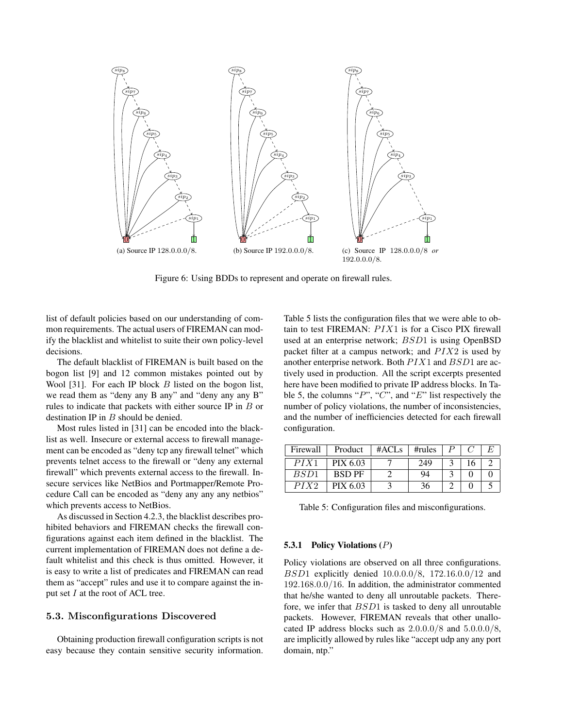(a) Source IP 128.0.0.0/8.

(b) Source IP 192.0.0.0/8.

(c) Source IP 128.0.0.0/8 *or* 192.0.0.0/8.

Figure 6: Using BDDs to represent and operate on firewall rules.

list of default policies based on our understanding of common requirements. The actual users of FIREMAN can modify the blacklist and whitelist to suite their own policy-level decisions.

The default blacklist of FIREMAN is built based on the bogon list [9] and 12 common mistakes pointed out by Wool [31]. For each IP block $B$ listed on the bogon list, we read them as "deny any B any" and "deny any any B" rules to indicate that packets with either source IP in $B$ or destination IP in $B$ should be denied.

Most rules listed in [31] can be encoded into the blacklist as well. Insecure or external access to firewall management can be encoded as "deny tcp any firewall telnet" which prevents telnet access to the firewall or "deny any external firewall" which prevents external access to the firewall. Insecure services like NetBios and Portmapper/Remote Procedure Call can be encoded as "deny any any any netbios" which prevents access to NetBios.

As discussed in Section 4.2.3, the blacklist describes prohibited behaviors and FIREMAN checks the firewall configurations against each item defined in the blacklist. The current implementation of FIREMAN does not define a default whitelist and this check is thus omitted. However, it is easy to write a list of predicates and FIREMAN can read them as "accept" rules and use it to compare against the input set $I$ at the root of ACL tree.

## 5.3. Misconfigurations Discovered

Obtaining production firewall configuration scripts is not easy because they contain sensitive security information. Table 5 lists the configuration files that we were able to obtain to test FIREMAN: $PIX1$ is for a Cisco PIX firewall used at an enterprise network; $BSD1$ is using OpenBSD packet filter at a campus network; and $PIX2$ is used by another enterprise network. Both $PIX1$ and $BSD1$ are actively used in production. All the script excerpts presented here have been modified to private IP address blocks. In Table 5, the columns "$P$", "$C$", and "$E$" list respectively the number of policy violations, the number of inconsistencies, and the number of inefficiencies detected for each firewall configuration.

| Firewall | Product | #ACLs | #rules | $P$ | $C$ | $E$ |
|---|---|---|---|---|---|---|
| $PIX1$ | PIX 6.03 | 7 | 249 | 3 | 16 | 2 |
| $BSD1$ | BSD PF | 2 | 94 | 3 | 0 | 0 |
| $PIX2$ | PIX 6.03 | 3 | 36 | 2 | 0 | 5 |

Table 5: Configuration files and misconfigurations.

### 5.3.1 Policy Violations ($P$)

Policy violations are observed on all three configurations. $BSD1$ explicitly denied 10.0.0.0/8, 172.16.0.0/12 and 192.168.0.0/16. In addition, the administrator commented that he/she wanted to deny all unroutable packets. Therefore, we infer that $BSD1$ is tasked to deny all unroutable packets. However, FIREMAN reveals that other unallocated IP address blocks such as 2.0.0.0/8 and 5.0.0.0/8, are implicitly allowed by rules like "accept udp any any port domain, ntp."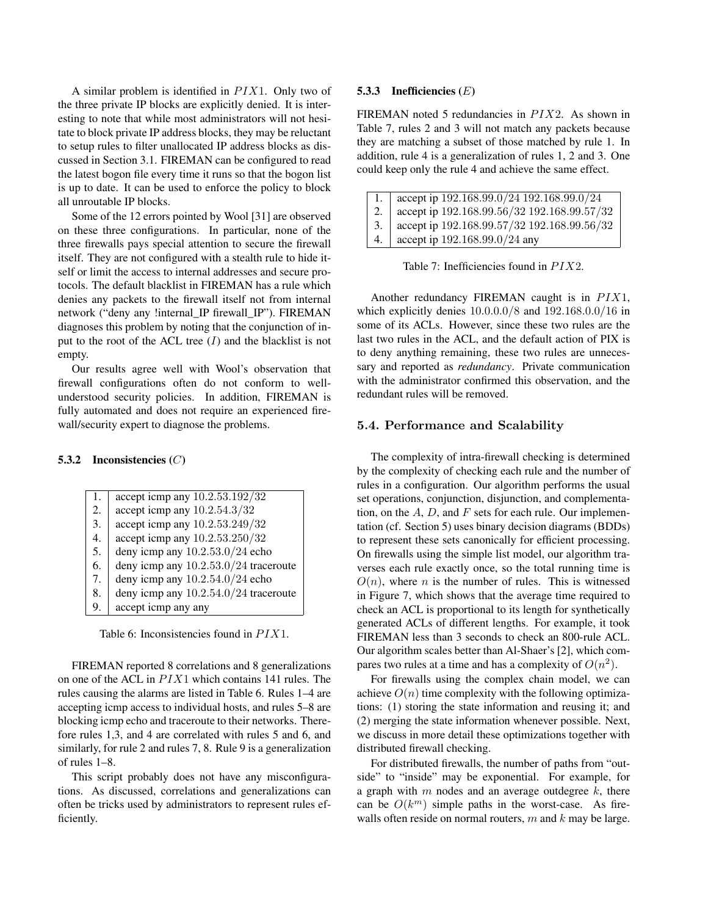A similar problem is identified in $PIX1$. Only two of the three private IP blocks are explicitly denied. It is interesting to note that while most administrators will not hesitate to block private IP address blocks, they may be reluctant to setup rules to filter unallocated IP address blocks as discussed in Section 3.1. FIREMAN can be configured to read the latest bogon file every time it runs so that the bogon list is up to date. It can be used to enforce the policy to block all unroutable IP blocks.

Some of the 12 errors pointed by Wool [31] are observed on these three configurations. In particular, none of the three firewalls pays special attention to secure the firewall itself. They are not configured with a stealth rule to hide itself or limit the access to internal addresses and secure protocols. The default blacklist in FIREMAN has a rule which denies any packets to the firewall itself not from internal network ("deny any !internal_IP firewall_IP"). FIREMAN diagnoses this problem by noting that the conjunction of input to the root of the ACL tree ($I$) and the blacklist is not empty.

Our results agree well with Wool's observation that firewall configurations often do not conform to well-understood security policies. In addition, FIREMAN is fully automated and does not require an experienced firewall/security expert to diagnose the problems.

#### 5.3.2 Inconsistencies ($C$)

| | |
|---|---|
| 1. | accept icmp any 10.2.53.192/32 |
| 2. | accept icmp any 10.2.54.3/32 |
| 3. | accept icmp any 10.2.53.249/32 |
| 4. | accept icmp any 10.2.53.250/32 |
| 5. | deny icmp any 10.2.53.0/24 echo |
| 6. | deny icmp any 10.2.53.0/24 traceroute |
| 7. | deny icmp any 10.2.54.0/24 echo |
| 8. | deny icmp any 10.2.54.0/24 traceroute |
| 9. | accept icmp any any |

Table 6: Inconsistencies found in $PIX1$.

FIREMAN reported 8 correlations and 8 generalizations on one of the ACL in $PIX1$ which contains 141 rules. The rules causing the alarms are listed in Table 6. Rules 1–4 are accepting icmp access to individual hosts, and rules 5–8 are blocking icmp echo and traceroute to their networks. Therefore rules 1,3, and 4 are correlated with rules 5 and 6, and similarly, for rule 2 and rules 7, 8. Rule 9 is a generalization of rules 1–8.

This script probably does not have any misconfigurations. As discussed, correlations and generalizations can often be tricks used by administrators to represent rules efficiently.

#### 5.3.3 Inefficiencies ($E$)

FIREMAN noted 5 redundancies in $PIX2$. As shown in Table 7, rules 2 and 3 will not match any packets because they are matching a subset of those matched by rule 1. In addition, rule 4 is a generalization of rules 1, 2 and 3. One could keep only the rule 4 and achieve the same effect.

| | |
|---|---|
| 1. | accept ip 192.168.99.0/24 192.168.99.0/24 |
| 2. | accept ip 192.168.99.56/32 192.168.99.57/32 |
| 3. | accept ip 192.168.99.57/32 192.168.99.56/32 |
| 4. | accept ip 192.168.99.0/24 any |

Table 7: Inefficiencies found in $PIX2$.

Another redundancy FIREMAN caught is in $PIX1$, which explicitly denies 10.0.0.0/8 and 192.168.0.0/16 in some of its ACLs. However, since these two rules are the last two rules in the ACL, and the default action of PIX is to deny anything remaining, these two rules are unnecessary and reported as *redundancy*. Private communication with the administrator confirmed this observation, and the redundant rules will be removed.

### 5.4. Performance and Scalability

The complexity of intra-firewall checking is determined by the complexity of checking each rule and the number of rules in a configuration. Our algorithm performs the usual set operations, conjunction, disjunction, and complementation, on the $A$, $D$, and $F$ sets for each rule. Our implementation (cf. Section 5) uses binary decision diagrams (BDDs) to represent these sets canonically for efficient processing. On firewalls using the simple list model, our algorithm traverses each rule exactly once, so the total running time is $O(n)$, where $n$ is the number of rules. This is witnessed in Figure 7, which shows that the average time required to check an ACL is proportional to its length for synthetically generated ACLs of different lengths. For example, it took FIREMAN less than 3 seconds to check an 800-rule ACL. Our algorithm scales better than Al-Shaer's [2], which compares two rules at a time and has a complexity of $O(n^2)$.

For firewalls using the complex chain model, we can achieve $O(n)$ time complexity with the following optimizations: (1) storing the state information and reusing it; and (2) merging the state information whenever possible. Next, we discuss in more detail these optimizations together with distributed firewall checking.

For distributed firewalls, the number of paths from "outside" to "inside" may be exponential. For example, for a graph with $m$ nodes and an average outdegree $k$, there can be $O(k^m)$ simple paths in the worst-case. As firewalls often reside on normal routers, $m$ and $k$ may be large.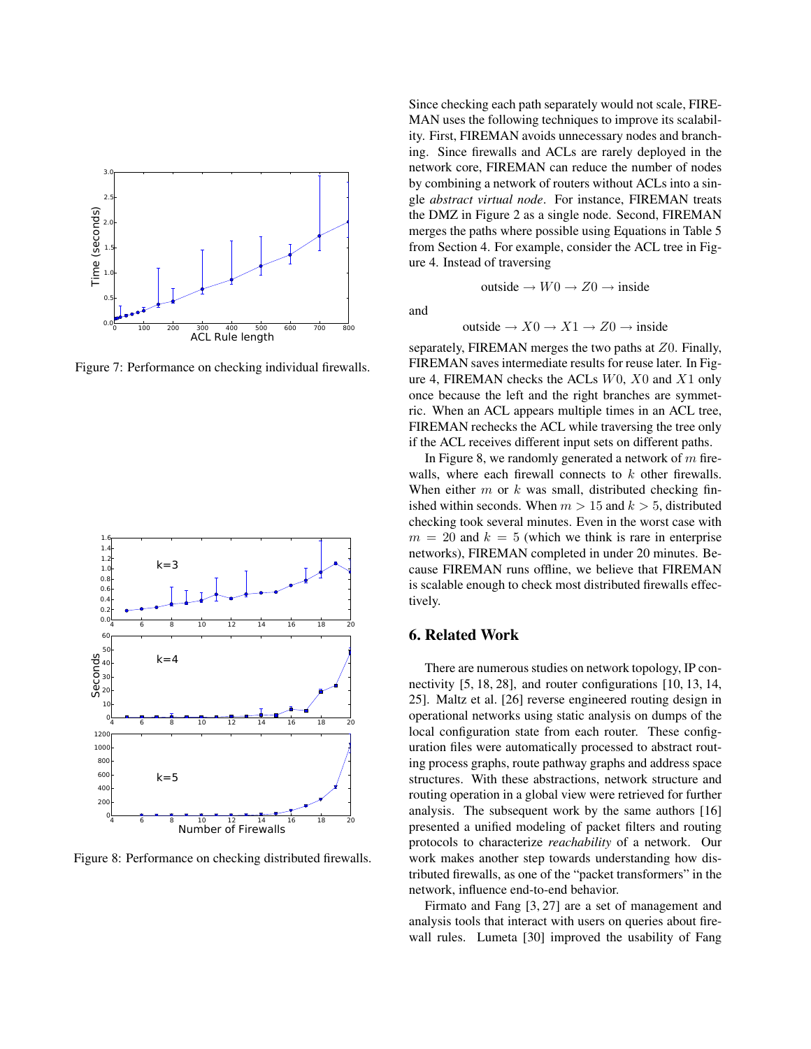Figure 7: Performance on checking individual firewalls.

Figure 8: Performance on checking distributed firewalls.

Since checking each path separately would not scale, FIREMAN uses the following techniques to improve its scalability. First, FIREMAN avoids unnecessary nodes and branching. Since firewalls and ACLs are rarely deployed in the network core, FIREMAN can reduce the number of nodes by combining a network of routers without ACLs into a single *abstract virtual node*. For instance, FIREMAN treats the DMZ in Figure 2 as a single node. Second, FIREMAN merges the paths where possible using Equations in Table 5 from Section 4. For example, consider the ACL tree in Figure 4. Instead of traversing

$$\text{outside} \rightarrow W0 \rightarrow Z0 \rightarrow \text{inside}$$

and

$$\text{outside} \rightarrow X0 \rightarrow X1 \rightarrow Z0 \rightarrow \text{inside}$$

separately, FIREMAN merges the two paths at $Z0$. Finally, FIREMAN saves intermediate results for reuse later. In Figure 4, FIREMAN checks the ACLs $W0$, $X0$ and $X1$ only once because the left and the right branches are symmetric. When an ACL appears multiple times in an ACL tree, FIREMAN rechecks the ACL while traversing the tree only if the ACL receives different input sets on different paths.

In Figure 8, we randomly generated a network of $m$ firewalls, where each firewall connects to $k$ other firewalls. When either $m$ or $k$ was small, distributed checking finished within seconds. When $m > 15$ and $k > 5$, distributed checking took several minutes. Even in the worst case with $m = 20$ and $k = 5$ (which we think is rare in enterprise networks), FIREMAN completed in under 20 minutes. Because FIREMAN runs offline, we believe that FIREMAN is scalable enough to check most distributed firewalls effectively.

## 6. Related Work

There are numerous studies on network topology, IP connectivity [5, 18, 28], and router configurations [10, 13, 14, 25]. Maltz et al. [26] reverse engineered routing design in operational networks using static analysis on dumps of the local configuration state from each router. These configuration files were automatically processed to abstract routing process graphs, route pathway graphs and address space structures. With these abstractions, network structure and routing operation in a global view were retrieved for further analysis. The subsequent work by the same authors [16] presented a unified modeling of packet filters and routing protocols to characterize *reachability* of a network. Our work makes another step towards understanding how distributed firewalls, as one of the "packet transformers" in the network, influence end-to-end behavior.

Firmato and Fang [3, 27] are a set of management and analysis tools that interact with users on queries about firewall rules. Lumeta [30] improved the usability of Fang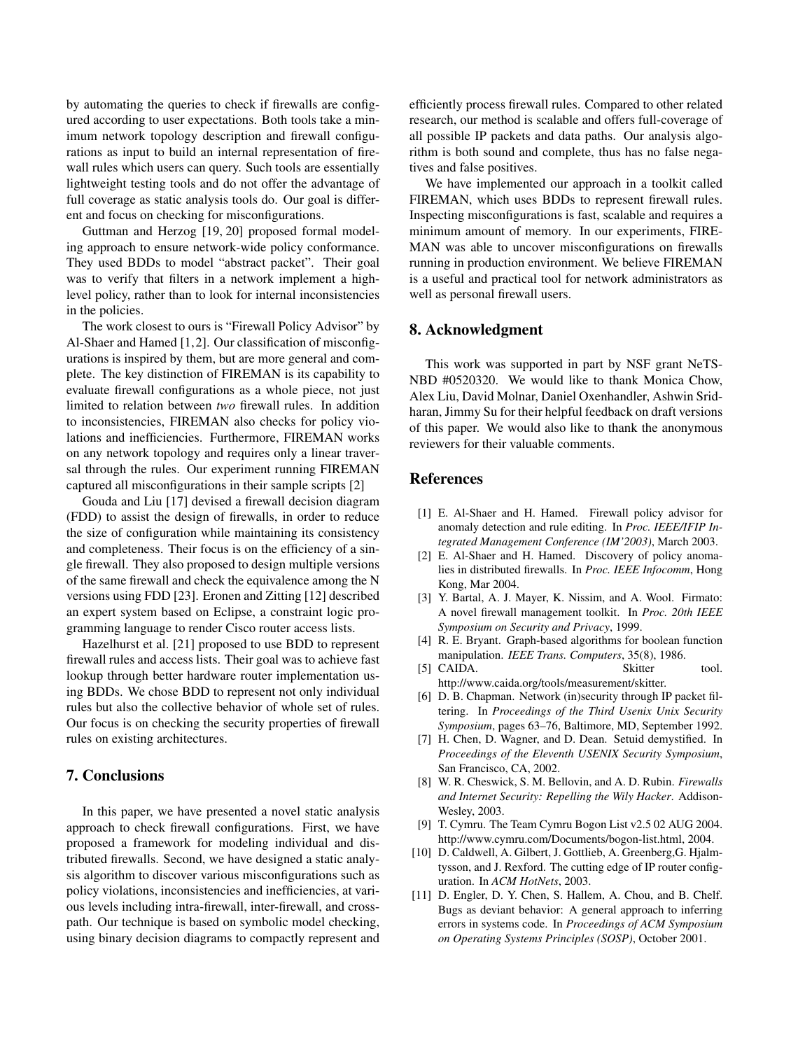by automating the queries to check if firewalls are configured according to user expectations. Both tools take a minimum network topology description and firewall configurations as input to build an internal representation of firewall rules which users can query. Such tools are essentially lightweight testing tools and do not offer the advantage of full coverage as static analysis tools do. Our goal is different and focus on checking for misconfigurations.

Guttman and Herzog [19, 20] proposed formal modeling approach to ensure network-wide policy conformance. They used BDDs to model "abstract packet". Their goal was to verify that filters in a network implement a high-level policy, rather than to look for internal inconsistencies in the policies.

The work closest to ours is "Firewall Policy Advisor" by Al-Shaer and Hamed [1,2]. Our classification of misconfigurations is inspired by them, but are more general and complete. The key distinction of FIREMAN is its capability to evaluate firewall configurations as a whole piece, not just limited to relation between *two* firewall rules. In addition to inconsistencies, FIREMAN also checks for policy violations and inefficiencies. Furthermore, FIREMAN works on any network topology and requires only a linear traversal through the rules. Our experiment running FIREMAN captured all misconfigurations in their sample scripts [2]

Gouda and Liu [17] devised a firewall decision diagram (FDD) to assist the design of firewalls, in order to reduce the size of configuration while maintaining its consistency and completeness. Their focus is on the efficiency of a single firewall. They also proposed to design multiple versions of the same firewall and check the equivalence among the N versions using FDD [23]. Eronen and Zitting [12] described an expert system based on Eclipse, a constraint logic programming language to render Cisco router access lists.

Hazelhurst et al. [21] proposed to use BDD to represent firewall rules and access lists. Their goal was to achieve fast lookup through better hardware router implementation using BDDs. We chose BDD to represent not only individual rules but also the collective behavior of whole set of rules. Our focus is on checking the security properties of firewall rules on existing architectures.

## 7. Conclusions

In this paper, we have presented a novel static analysis approach to check firewall configurations. First, we have proposed a framework for modeling individual and distributed firewalls. Second, we have designed a static analysis algorithm to discover various misconfigurations such as policy violations, inconsistencies and inefficiencies, at various levels including intra-firewall, inter-firewall, and cross-path. Our technique is based on symbolic model checking, using binary decision diagrams to compactly represent and efficiently process firewall rules. Compared to other related research, our method is scalable and offers full-coverage of all possible IP packets and data paths. Our analysis algorithm is both sound and complete, thus has no false negatives and false positives.

We have implemented our approach in a toolkit called FIREMAN, which uses BDDs to represent firewall rules. Inspecting misconfigurations is fast, scalable and requires a minimum amount of memory. In our experiments, FIREMAN was able to uncover misconfigurations on firewalls running in production environment. We believe FIREMAN is a useful and practical tool for network administrators as well as personal firewall users.

## 8. Acknowledgment

This work was supported in part by NSF grant NeTS-NBD #0520320. We would like to thank Monica Chow, Alex Liu, David Molnar, Daniel Oxenhandler, Ashwin Sridharan, Jimmy Su for their helpful feedback on draft versions of this paper. We would also like to thank the anonymous reviewers for their valuable comments.

## References

[1] E. Al-Shaer and H. Hamed. Firewall policy advisor for anomaly detection and rule editing. In *Proc. IEEE/IFIP Integrated Management Conference (IM'2003)*, March 2003.

[2] E. Al-Shaer and H. Hamed. Discovery of policy anomalies in distributed firewalls. In *Proc. IEEE Infocomm*, Hong Kong, Mar 2004.

[3] Y. Bartal, A. J. Mayer, K. Nissim, and A. Wool. Firmato: A novel firewall management toolkit. In *Proc. 20th IEEE Symposium on Security and Privacy*, 1999.

[4] R. E. Bryant. Graph-based algorithms for boolean function manipulation. *IEEE Trans. Computers*, 35(8), 1986.

[5] CAIDA. Skitter tool. http://www.caida.org/tools/measurement/skitter.

[6] D. B. Chapman. Network (in)security through IP packet filtering. In *Proceedings of the Third Usenix Unix Security Symposium*, pages 63–76, Baltimore, MD, September 1992.

[7] H. Chen, D. Wagner, and D. Dean. Setuid demystified. In *Proceedings of the Eleventh USENIX Security Symposium*, San Francisco, CA, 2002.

[8] W. R. Cheswick, S. M. Bellovin, and A. D. Rubin. *Firewalls and Internet Security: Repelling the Wily Hacker*. Addison-Wesley, 2003.

[9] T. Cymru. The Team Cymru Bogon List v2.5 02 AUG 2004. http://www.cymru.com/Documents/bogon-list.html, 2004.

[10] D. Caldwell, A. Gilbert, J. Gottlieb, A. Greenberg,G. Hjalmtysson, and J. Rexford. The cutting edge of IP router configuration. In *ACM HotNets*, 2003.

[11] D. Engler, D. Y. Chen, S. Hallem, A. Chou, and B. Chelf. Bugs as deviant behavior: A general approach to inferring errors in systems code. In *Proceedings of ACM Symposium on Operating Systems Principles (SOSP)*, October 2001.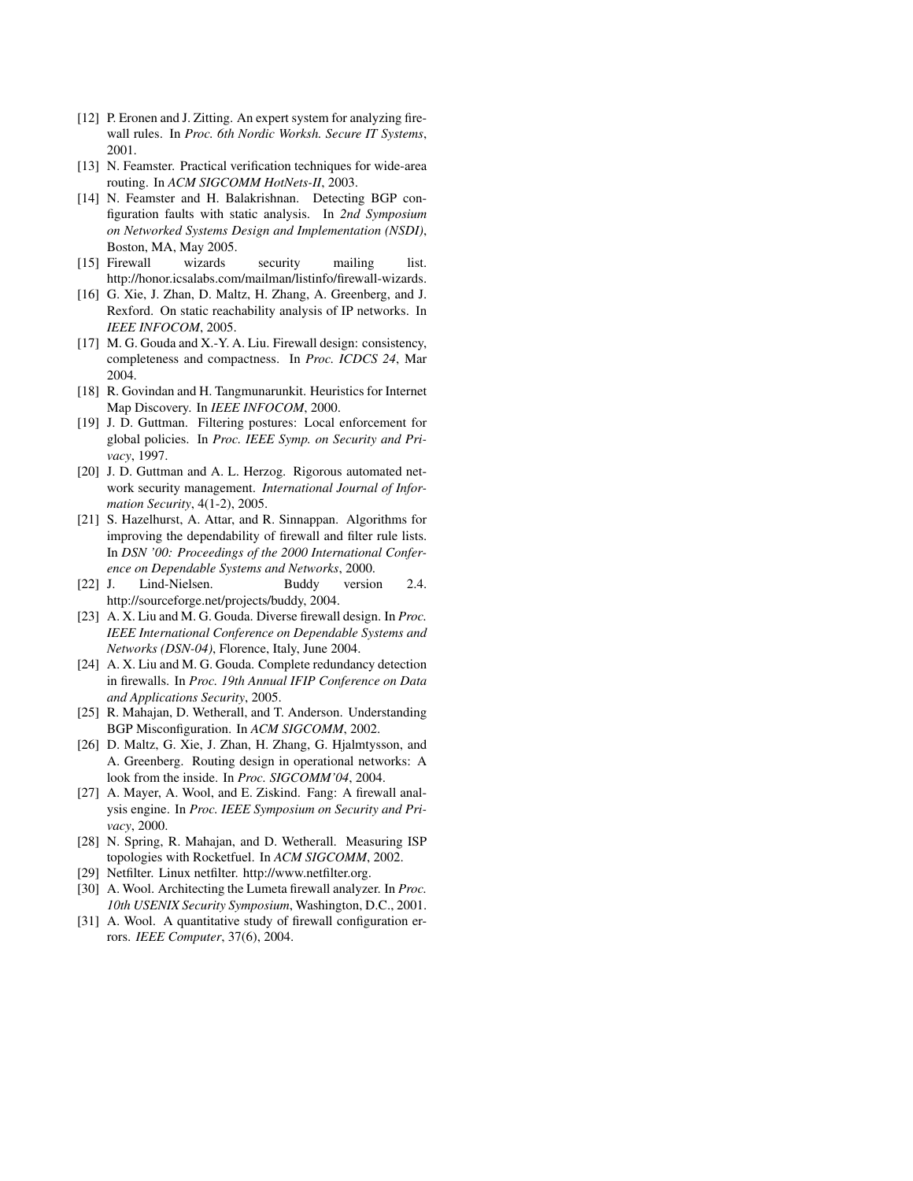[12] P. Eronen and J. Zitting. An expert system for analyzing firewall rules. In *Proc. 6th Nordic Worksh. Secure IT Systems*, 2001.

[13] N. Feamster. Practical verification techniques for wide-area routing. In *ACM SIGCOMM HotNets-II*, 2003.

[14] N. Feamster and H. Balakrishnan. Detecting BGP configuration faults with static analysis. In *2nd Symposium on Networked Systems Design and Implementation (NSDI)*, Boston, MA, May 2005.

[15] Firewall wizards security mailing list. http://honor.icsalabs.com/mailman/listinfo/firewall-wizards.

[16] G. Xie, J. Zhan, D. Maltz, H. Zhang, A. Greenberg, and J. Rexford. On static reachability analysis of IP networks. In *IEEE INFOCOM*, 2005.

[17] M. G. Gouda and X.-Y. A. Liu. Firewall design: consistency, completeness and compactness. In *Proc. ICDCS 24*, Mar 2004.

[18] R. Govindan and H. Tangmunarunkit. Heuristics for Internet Map Discovery. In *IEEE INFOCOM*, 2000.

[19] J. D. Guttman. Filtering postures: Local enforcement for global policies. In *Proc. IEEE Symp. on Security and Privacy*, 1997.

[20] J. D. Guttman and A. L. Herzog. Rigorous automated network security management. *International Journal of Information Security*, 4(1-2), 2005.

[21] S. Hazelhurst, A. Attar, and R. Sinnappan. Algorithms for improving the dependability of firewall and filter rule lists. In *DSN '00: Proceedings of the 2000 International Conference on Dependable Systems and Networks*, 2000.

[22] J. Lind-Nielsen. Buddy version 2.4. http://sourceforge.net/projects/buddy, 2004.

[23] A. X. Liu and M. G. Gouda. Diverse firewall design. In *Proc. IEEE International Conference on Dependable Systems and Networks (DSN-04)*, Florence, Italy, June 2004.

[24] A. X. Liu and M. G. Gouda. Complete redundancy detection in firewalls. In *Proc. 19th Annual IFIP Conference on Data and Applications Security*, 2005.

[25] R. Mahajan, D. Wetherall, and T. Anderson. Understanding BGP Misconfiguration. In *ACM SIGCOMM*, 2002.

[26] D. Maltz, G. Xie, J. Zhan, H. Zhang, G. Hjalmtysson, and A. Greenberg. Routing design in operational networks: A look from the inside. In *Proc. SIGCOMM'04*, 2004.

[27] A. Mayer, A. Wool, and E. Ziskind. Fang: A firewall analysis engine. In *Proc. IEEE Symposium on Security and Privacy*, 2000.

[28] N. Spring, R. Mahajan, and D. Wetherall. Measuring ISP topologies with Rocketfuel. In *ACM SIGCOMM*, 2002.

[29] Netfilter. Linux netfilter. http://www.netfilter.org.

[30] A. Wool. Architecting the Lumeta firewall analyzer. In *Proc. 10th USENIX Security Symposium*, Washington, D.C., 2001.

[31] A. Wool. A quantitative study of firewall configuration errors. *IEEE Computer*, 37(6), 2004.